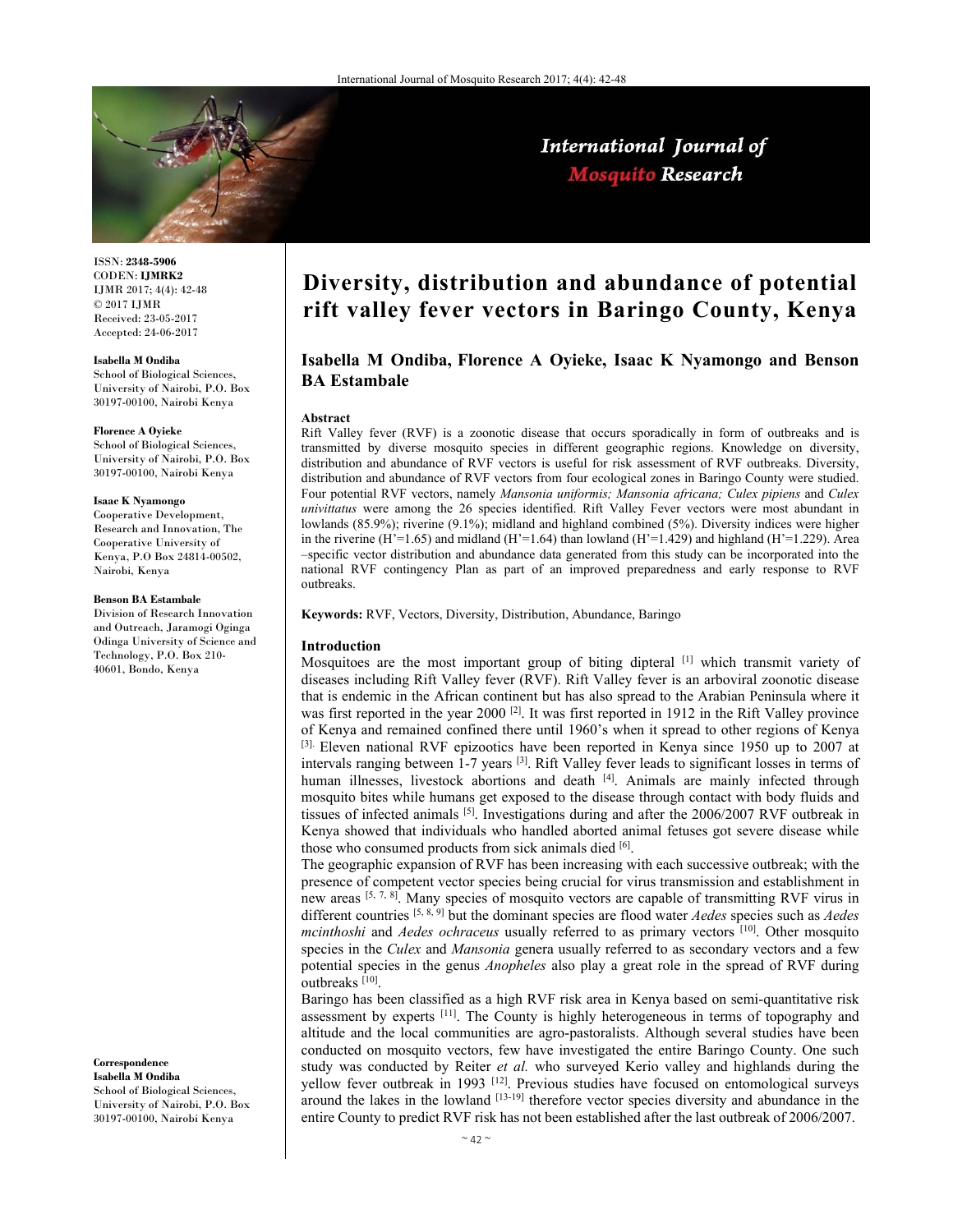ISSN: **2348-5906**
CODEN: **IJMRK2**
IJMR 2017; 4(4): 42-48
© 2017 IJMR
Received: 23-05-2017
Accepted: 24-06-2017

**Isabella M Ondiba**
School of Biological Sciences, University of Nairobi, P.O. Box 30197-00100, Nairobi Kenya

**Florence A Oyieke**
School of Biological Sciences, University of Nairobi, P.O. Box 30197-00100, Nairobi Kenya

**Isaac K Nyamongo**
Cooperative Development, Research and Innovation, The Cooperative University of Kenya, P.O Box 24814-00502, Nairobi, Kenya

**Benson BA Estambale**
Division of Research Innovation and Outreach, Jaramogi Oginga Odinga University of Science and Technology, P.O. Box 210-40601, Bondo, Kenya

**Correspondence**
**Isabella M Ondiba**
School of Biological Sciences, University of Nairobi, P.O. Box 30197-00100, Nairobi Kenya

# Diversity, distribution and abundance of potential rift valley fever vectors in Baringo County, Kenya

**Isabella M Ondiba, Florence A Oyieke, Isaac K Nyamongo and Benson BA Estambale**

## Abstract

Rift Valley fever (RVF) is a zoonotic disease that occurs sporadically in form of outbreaks and is transmitted by diverse mosquito species in different geographic regions. Knowledge on diversity, distribution and abundance of RVF vectors is useful for risk assessment of RVF outbreaks. Diversity, distribution and abundance of RVF vectors from four ecological zones in Baringo County were studied. Four potential RVF vectors, namely *Mansonia uniformis; Mansonia africana; Culex pipiens* and *Culex univittatus* were among the 26 species identified. Rift Valley Fever vectors were most abundant in lowlands (85.9%); riverine (9.1%); midland and highland combined (5%). Diversity indices were higher in the riverine (H'=1.65) and midland (H'=1.64) than lowland (H'=1.429) and highland (H'=1.229). Area –specific vector distribution and abundance data generated from this study can be incorporated into the national RVF contingency Plan as part of an improved preparedness and early response to RVF outbreaks.

**Keywords:** RVF, Vectors, Diversity, Distribution, Abundance, Baringo

## Introduction

Mosquitoes are the most important group of biting dipteral [1] which transmit variety of diseases including Rift Valley fever (RVF). Rift Valley fever is an arboviral zoonotic disease that is endemic in the African continent but has also spread to the Arabian Peninsula where it was first reported in the year 2000 [2]. It was first reported in 1912 in the Rift Valley province of Kenya and remained confined there until 1960's when it spread to other regions of Kenya [3]. Eleven national RVF epizootics have been reported in Kenya since 1950 up to 2007 at intervals ranging between 1-7 years [3]. Rift Valley fever leads to significant losses in terms of human illnesses, livestock abortions and death [4]. Animals are mainly infected through mosquito bites while humans get exposed to the disease through contact with body fluids and tissues of infected animals [5]. Investigations during and after the 2006/2007 RVF outbreak in Kenya showed that individuals who handled aborted animal fetuses got severe disease while those who consumed products from sick animals died [6].

The geographic expansion of RVF has been increasing with each successive outbreak; with the presence of competent vector species being crucial for virus transmission and establishment in new areas [5, 7, 8]. Many species of mosquito vectors are capable of transmitting RVF virus in different countries [5, 8, 9] but the dominant species are flood water *Aedes* species such as *Aedes mcinthoshi* and *Aedes ochraceus* usually referred to as primary vectors [10]. Other mosquito species in the *Culex* and *Mansonia* genera usually referred to as secondary vectors and a few potential species in the genus *Anopheles* also play a great role in the spread of RVF during outbreaks [10].

Baringo has been classified as a high RVF risk area in Kenya based on semi-quantitative risk assessment by experts [11]. The County is highly heterogeneous in terms of topography and altitude and the local communities are agro-pastoralists. Although several studies have been conducted on mosquito vectors, few have investigated the entire Baringo County. One such study was conducted by Reiter *et al.* who surveyed Kerio valley and highlands during the yellow fever outbreak in 1993 [12]. Previous studies have focused on entomological surveys around the lakes in the lowland [13-19] therefore vector species diversity and abundance in the entire County to predict RVF risk has not been established after the last outbreak of 2006/2007.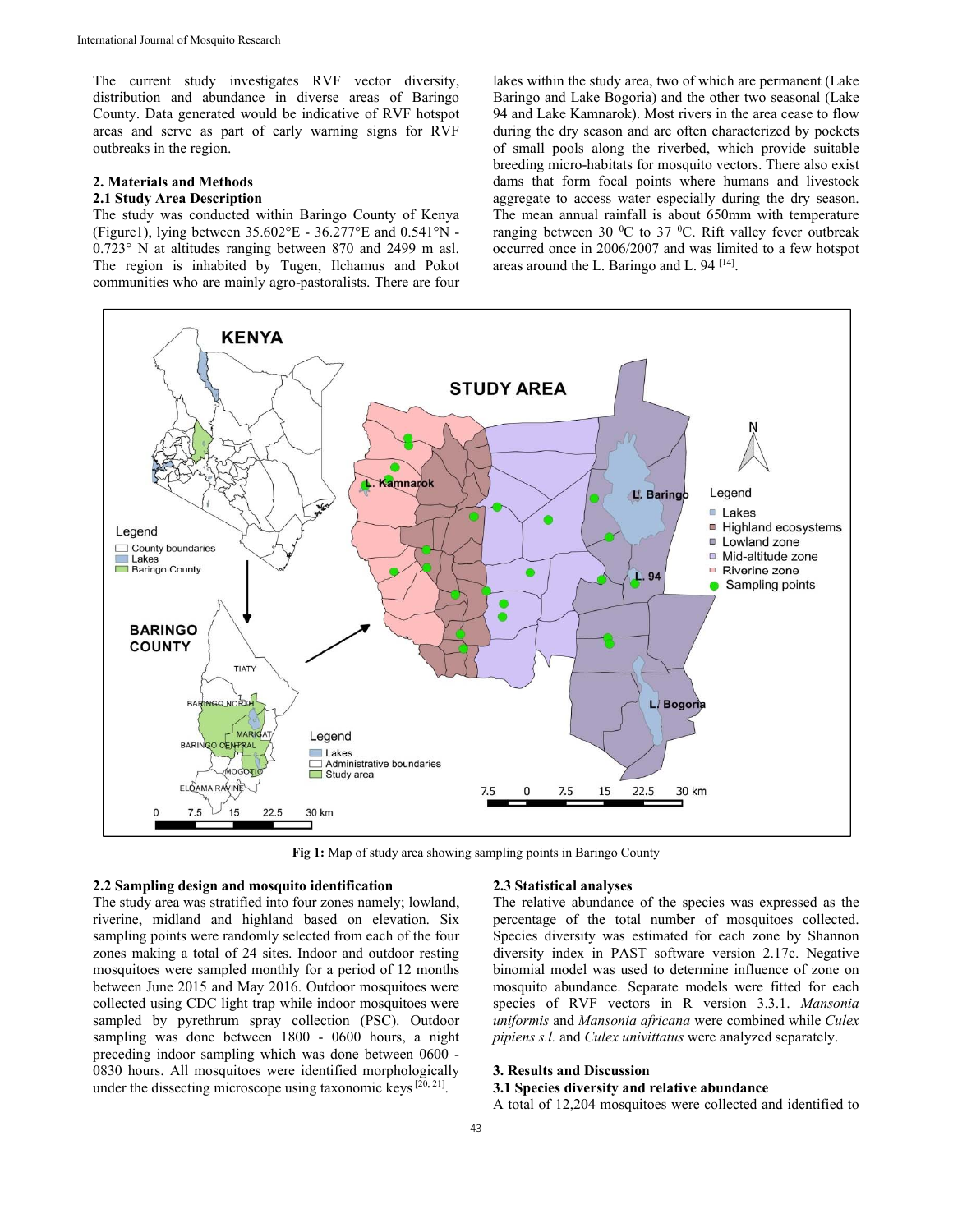The current study investigates RVF vector diversity, distribution and abundance in diverse areas of Baringo County. Data generated would be indicative of RVF hotspot areas and serve as part of early warning signs for RVF outbreaks in the region.

## 2. Materials and Methods

### 2.1 Study Area Description

The study was conducted within Baringo County of Kenya (Figure1), lying between 35.602°E - 36.277°E and 0.541°N - 0.723° N at altitudes ranging between 870 and 2499 m asl. The region is inhabited by Tugen, Ilchamus and Pokot communities who are mainly agro-pastoralists. There are four lakes within the study area, two of which are permanent (Lake Baringo and Lake Bogoria) and the other two seasonal (Lake 94 and Lake Kamnarok). Most rivers in the area cease to flow during the dry season and are often characterized by pockets of small pools along the riverbed, which provide suitable breeding micro-habitats for mosquito vectors. There also exist dams that form focal points where humans and livestock aggregate to access water especially during the dry season. The mean annual rainfall is about 650mm with temperature ranging between 30 $^0$C to 37 $^0$C. Rift valley fever outbreak occurred once in 2006/2007 and was limited to a few hotspot areas around the L. Baringo and L. 94 [14].

**Fig 1:** Map of study area showing sampling points in Baringo County

### 2.2 Sampling design and mosquito identification

The study area was stratified into four zones namely; lowland, riverine, midland and highland based on elevation. Six sampling points were randomly selected from each of the four zones making a total of 24 sites. Indoor and outdoor resting mosquitoes were sampled monthly for a period of 12 months between June 2015 and May 2016. Outdoor mosquitoes were collected using CDC light trap while indoor mosquitoes were sampled by pyrethrum spray collection (PSC). Outdoor sampling was done between 1800 - 0600 hours, a night preceding indoor sampling which was done between 0600 - 0830 hours. All mosquitoes were identified morphologically under the dissecting microscope using taxonomic keys [20, 21].

### 2.3 Statistical analyses

The relative abundance of the species was expressed as the percentage of the total number of mosquitoes collected. Species diversity was estimated for each zone by Shannon diversity index in PAST software version 2.17c. Negative binomial model was used to determine influence of zone on mosquito abundance. Separate models were fitted for each species of RVF vectors in R version 3.3.1. *Mansonia uniformis* and *Mansonia africana* were combined while *Culex pipiens s.l.* and *Culex univittatus* were analyzed separately.

## 3. Results and Discussion

### 3.1 Species diversity and relative abundance

A total of 12,204 mosquitoes were collected and identified to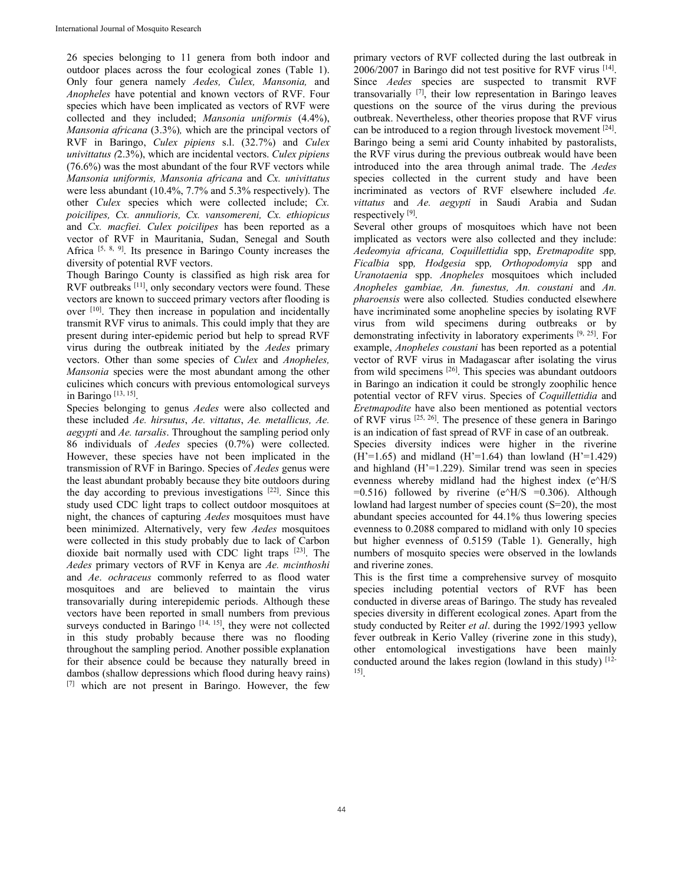26 species belonging to 11 genera from both indoor and outdoor places across the four ecological zones (Table 1). Only four genera namely *Aedes, Culex, Mansonia,* and *Anopheles* have potential and known vectors of RVF. Four species which have been implicated as vectors of RVF were collected and they included; *Mansonia uniformis* (4.4%), *Mansonia africana* (3.3%)*,* which are the principal vectors of RVF in Baringo, *Culex pipiens* s.l. (32.7%) and *Culex univittatus (*2.3%), which are incidental vectors. *Culex pipiens* (76.6%) was the most abundant of the four RVF vectors while *Mansonia uniformis, Mansonia africana* and *Cx. univittatus* were less abundant (10.4%, 7.7% and 5.3% respectively). The other *Culex* species which were collected include; *Cx. poicilipes, Cx. annulioris, Cx. vansomereni, Cx. ethiopicus* and *Cx. macfiei*. *Culex poicilipes* has been reported as a vector of RVF in Mauritania, Sudan, Senegal and South Africa [5, 8, 9]. Its presence in Baringo County increases the diversity of potential RVF vectors.

Though Baringo County is classified as high risk area for RVF outbreaks [11], only secondary vectors were found. These vectors are known to succeed primary vectors after flooding is over [10]. They then increase in population and incidentally transmit RVF virus to animals. This could imply that they are present during inter-epidemic period but help to spread RVF virus during the outbreak initiated by the *Aedes* primary vectors. Other than some species of *Culex* and *Anopheles, Mansonia* species were the most abundant among the other culicines which concurs with previous entomological surveys in Baringo [13, 15].

Species belonging to genus *Aedes* were also collected and these included *Ae. hirsutus*, *Ae. vittatus*, *Ae. metallicus, Ae. aegypti* and *Ae. tarsalis*. Throughout the sampling period only 86 individuals of *Aedes* species (0.7%) were collected. However, these species have not been implicated in the transmission of RVF in Baringo. Species of *Aedes* genus were the least abundant probably because they bite outdoors during the day according to previous investigations [22]. Since this study used CDC light traps to collect outdoor mosquitoes at night, the chances of capturing *Aedes* mosquitoes must have been minimized. Alternatively, very few *Aedes* mosquitoes were collected in this study probably due to lack of Carbon dioxide bait normally used with CDC light traps [23]. The *Aedes* primary vectors of RVF in Kenya are *Ae. mcinthoshi* and *Ae*. *ochraceus* commonly referred to as flood water mosquitoes and are believed to maintain the virus transovarially during interepidemic periods. Although these vectors have been reported in small numbers from previous surveys conducted in Baringo [14, 15], they were not collected in this study probably because there was no flooding throughout the sampling period. Another possible explanation for their absence could be because they naturally breed in dambos (shallow depressions which flood during heavy rains) [7] which are not present in Baringo. However, the few primary vectors of RVF collected during the last outbreak in 2006/2007 in Baringo did not test positive for RVF virus [14]. Since *Aedes* species are suspected to transmit RVF transovarially [7], their low representation in Baringo leaves questions on the source of the virus during the previous outbreak. Nevertheless, other theories propose that RVF virus can be introduced to a region through livestock movement [24]. Baringo being a semi arid County inhabited by pastoralists, the RVF virus during the previous outbreak would have been introduced into the area through animal trade. The *Aedes* species collected in the current study and have been incriminated as vectors of RVF elsewhere included *Ae. vittatus* and *Ae. aegypti* in Saudi Arabia and Sudan respectively [9].

Several other groups of mosquitoes which have not been implicated as vectors were also collected and they include: *Aedeomyia africana, Coquillettidia* spp, *Eretmapodite* spp*, Ficalbia* spp*, Hodgesia* spp*, Orthopodomyia* spp and *Uranotaenia* spp. *Anopheles* mosquitoes which included *Anopheles gambiae, An. funestus, An. coustani* and *An. pharoensis* were also collected*.* Studies conducted elsewhere have incriminated some anopheline species by isolating RVF virus from wild specimens during outbreaks or by demonstrating infectivity in laboratory experiments [9, 25]. For example, *Anopheles coustani* has been reported as a potential vector of RVF virus in Madagascar after isolating the virus from wild specimens [26]. This species was abundant outdoors in Baringo an indication it could be strongly zoophilic hence potential vector of RFV virus. Species of *Coquillettidia* and *Eretmapodite* have also been mentioned as potential vectors of RVF virus [25, 26]. The presence of these genera in Baringo is an indication of fast spread of RVF in case of an outbreak.

Species diversity indices were higher in the riverine (H'=1.65) and midland (H'=1.64) than lowland (H'=1.429) and highland (H'=1.229). Similar trend was seen in species evenness whereby midland had the highest index (e^H/S =0.516) followed by riverine (e^H/S =0.306). Although lowland had largest number of species count (S=20), the most abundant species accounted for 44.1% thus lowering species evenness to 0.2088 compared to midland with only 10 species but higher evenness of 0.5159 (Table 1). Generally, high numbers of mosquito species were observed in the lowlands and riverine zones.

This is the first time a comprehensive survey of mosquito species including potential vectors of RVF has been conducted in diverse areas of Baringo. The study has revealed species diversity in different ecological zones. Apart from the study conducted by Reiter *et al*. during the 1992/1993 yellow fever outbreak in Kerio Valley (riverine zone in this study), other entomological investigations have been mainly conducted around the lakes region (lowland in this study) [12-15].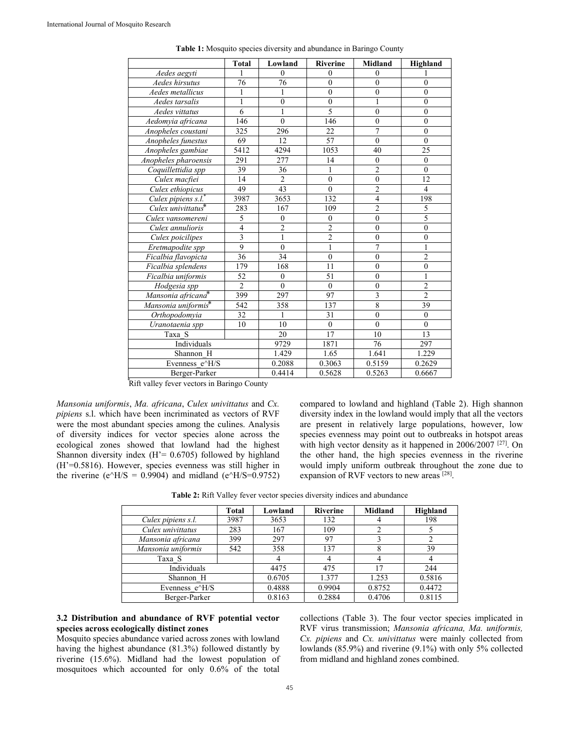**Table 1:** Mosquito species diversity and abundance in Baringo County

| | Total | Lowland | Riverine | Midland | Highland |
|---|---|---|---|---|---|
| *Aedes aegyti* | 1 | 0 | 0 | 0 | 1 |
| *Aedes hirsutus* | 76 | 76 | 0 | 0 | 0 |
| *Aedes metallicus* | 1 | 1 | 0 | 0 | 0 |
| *Aedes tarsalis* | 1 | 0 | 0 | 1 | 0 |
| *Aedes vittatus* | 6 | 1 | 5 | 0 | 0 |
| *Aedomyia africana* | 146 | 0 | 146 | 0 | 0 |
| *Anopheles coustani* | 325 | 296 | 22 | 7 | 0 |
| *Anopheles funestus* | 69 | 12 | 57 | 0 | 0 |
| *Anopheles gambiae* | 5412 | 4294 | 1053 | 40 | 25 |
| *Anopheles pharoensis* | 291 | 277 | 14 | 0 | 0 |
| *Coquillettidia spp* | 39 | 36 | 1 | 2 | 0 |
| *Culex macfiei* | 14 | 2 | 0 | 0 | 12 |
| *Culex ethiopicus* | 49 | 43 | 0 | 2 | 4 |
| *Culex pipiens s.l.** | 3987 | 3653 | 132 | 4 | 198 |
| *Culex univittatus** | 283 | 167 | 109 | 2 | 5 |
| *Culex vansomereni* | 5 | 0 | 0 | 0 | 5 |
| *Culex annulioris* | 4 | 2 | 2 | 0 | 0 |
| *Culex poicilipes* | 3 | 1 | 2 | 0 | 0 |
| *Eretmapodite spp* | 9 | 0 | 1 | 7 | 1 |
| *Ficalbia flavopicta* | 36 | 34 | 0 | 0 | 2 |
| *Ficalbia splendens* | 179 | 168 | 11 | 0 | 0 |
| *Ficalbia uniformis* | 52 | 0 | 51 | 0 | 1 |
| *Hodgesia spp* | 2 | 0 | 0 | 0 | 2 |
| *Mansonia africana** | 399 | 297 | 97 | 3 | 2 |
| *Mansonia uniformis** | 542 | 358 | 137 | 8 | 39 |
| *Orthopodomyia* | 32 | 1 | 31 | 0 | 0 |
| *Uranotaenia spp* | 10 | 10 | 0 | 0 | 0 |
| Taxa_S | | 20 | 17 | 10 | 13 |
| Individuals | | 9729 | 1871 | 76 | 297 |
| Shannon_H | | 1.429 | 1.65 | 1.641 | 1.229 |
| Evenness_e^H/S | | 0.2088 | 0.3063 | 0.5159 | 0.2629 |
| Berger-Parker | | 0.4414 | 0.5628 | 0.5263 | 0.6667 |

*Rift valley fever vectors in Baringo County

*Mansonia uniformis*, *Ma. africana*, *Culex univittatus* and *Cx. pipiens* s.l. which have been incriminated as vectors of RVF were the most abundant species among the culines. Analysis of diversity indices for vector species alone across the ecological zones showed that lowland had the highest Shannon diversity index (H'= 0.6705) followed by highland (H'=0.5816). However, species evenness was still higher in the riverine (e^H/S = 0.9904) and midland (e^H/S=0.9752) compared to lowland and highland (Table 2). High shannon diversity index in the lowland would imply that all the vectors are present in relatively large populations, however, low species evenness may point out to outbreaks in hotspot areas with high vector density as it happened in 2006/2007 [27]. On the other hand, the high species evenness in the riverine would imply uniform outbreak throughout the zone due to expansion of RVF vectors to new areas [28].

**Table 2:** Rift Valley fever vector species diversity indices and abundance

| | Total | Lowland | Riverine | Midland | Highland |
|---|---|---|---|---|---|
| *Culex pipiens s.l.* | 3987 | 3653 | 132 | 4 | 198 |
| *Culex univittatus* | 283 | 167 | 109 | 2 | 5 |
| *Mansonia africana* | 399 | 297 | 97 | 3 | 2 |
| *Mansonia uniformis* | 542 | 358 | 137 | 8 | 39 |
| Taxa_S | | 4 | 4 | 4 | 4 |
| Individuals | | 4475 | 475 | 17 | 244 |
| Shannon_H | | 0.6705 | 1.377 | 1.253 | 0.5816 |
| Evenness_e^H/S | | 0.4888 | 0.9904 | 0.8752 | 0.4472 |
| Berger-Parker | | 0.8163 | 0.2884 | 0.4706 | 0.8115 |

### 3.2 Distribution and abundance of RVF potential vector species across ecologically distinct zones

Mosquito species abundance varied across zones with lowland having the highest abundance (81.3%) followed distantly by riverine (15.6%). Midland had the lowest population of mosquitoes which accounted for only 0.6% of the total collections (Table 3). The four vector species implicated in RVF virus transmission; *Mansonia africana, Ma. uniformis, Cx. pipiens* and *Cx. univittatus* were mainly collected from lowlands (85.9%) and riverine (9.1%) with only 5% collected from midland and highland zones combined.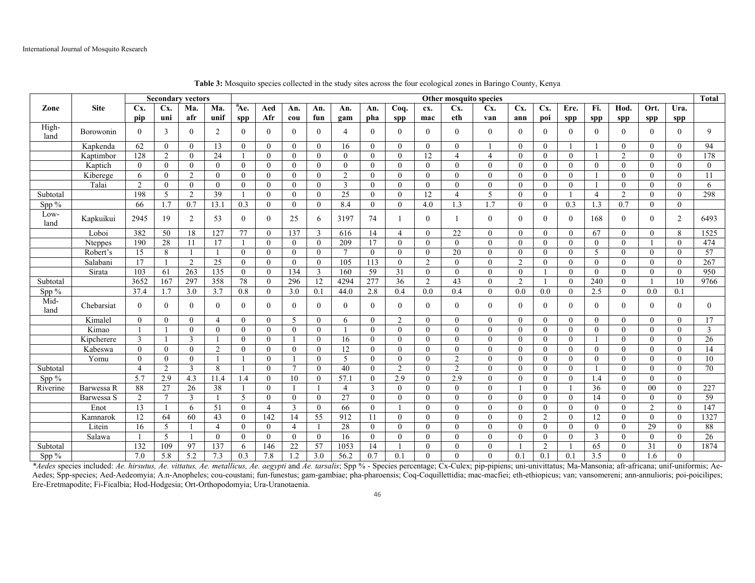**Table 3:** Mosquito species collected in the study sites across the four ecological zones in Baringo County, Kenya

| Zone | Site | Secondary vectors | | | | Other mosquito species | | | | | | | | | | | | | | | | | | Total |
|---|---|---|---|---|---|---|---|---|---|---|---|---|---|---|---|---|---|---|---|---|---|---|---|---|
| | | Cx. pip | Cx. uni | Ma. afr | Ma. unif | *Ae. spp | Aed Afr | An. cou | An. fun | An. gam | An. pha | Coq. spp | cx. mac | Cx. eth | Cx. van | Cx. ann | Cx. poi | Ere. spp | Fi. spp | Hod. spp | Ort. spp | Ura. spp | |
| High-land | Borowonin | 0 | 3 | 0 | 2 | 0 | 0 | 0 | 0 | 4 | 0 | 0 | 0 | 0 | 0 | 0 | 0 | 0 | 0 | 0 | 0 | 0 | 9 |
| | Kapkenda | 62 | 0 | 0 | 13 | 0 | 0 | 0 | 0 | 16 | 0 | 0 | 0 | 0 | 1 | 0 | 0 | 1 | 1 | 0 | 0 | 0 | 94 |
| | Kaptimbor | 128 | 2 | 0 | 24 | 1 | 0 | 0 | 0 | 0 | 0 | 0 | 12 | 4 | 4 | 0 | 0 | 0 | 1 | 2 | 0 | 0 | 178 |
| | Kaptich | 0 | 0 | 0 | 0 | 0 | 0 | 0 | 0 | 0 | 0 | 0 | 0 | 0 | 0 | 0 | 0 | 0 | 0 | 0 | 0 | 0 | 0 |
| | Kiberege | 6 | 0 | 2 | 0 | 0 | 0 | 0 | 0 | 2 | 0 | 0 | 0 | 0 | 0 | 0 | 0 | 0 | 1 | 0 | 0 | 0 | 11 |
| | Talai | 2 | 0 | 0 | 0 | 0 | 0 | 0 | 0 | 3 | 0 | 0 | 0 | 0 | 0 | 0 | 0 | 0 | 1 | 0 | 0 | 0 | 6 |
| Subtotal | | 198 | 5 | 2 | 39 | 1 | 0 | 0 | 0 | 25 | 0 | 0 | 12 | 4 | 5 | 0 | 0 | 1 | 4 | 2 | 0 | 0 | 298 |
| Spp % | | 66 | 1.7 | 0.7 | 13.1 | 0.3 | 0 | 0 | 0 | 8.4 | 0 | 0 | 4.0 | 1.3 | 1.7 | 0 | 0 | 0.3 | 1.3 | 0.7 | 0 | 0 | |
| Low-land | Kapkuikui | 2945 | 19 | 2 | 53 | 0 | 0 | 25 | 6 | 3197 | 74 | 1 | 0 | 1 | 0 | 0 | 0 | 0 | 168 | 0 | 0 | 2 | 6493 |
| | Loboi | 382 | 50 | 18 | 127 | 77 | 0 | 137 | 3 | 616 | 14 | 4 | 0 | 22 | 0 | 0 | 0 | 0 | 67 | 0 | 0 | 8 | 1525 |
| | Nteppes | 190 | 28 | 11 | 17 | 1 | 0 | 0 | 0 | 209 | 17 | 0 | 0 | 0 | 0 | 0 | 0 | 0 | 0 | 0 | 1 | 0 | 474 |
| | Robert's | 15 | 8 | 1 | 1 | 0 | 0 | 0 | 0 | 7 | 0 | 0 | 0 | 20 | 0 | 0 | 0 | 0 | 5 | 0 | 0 | 0 | 57 |
| | Salabani | 17 | 1 | 2 | 25 | 0 | 0 | 0 | 0 | 105 | 113 | 0 | 2 | 0 | 0 | 2 | 0 | 0 | 0 | 0 | 0 | 0 | 267 |
| | Sirata | 103 | 61 | 263 | 135 | 0 | 0 | 134 | 3 | 160 | 59 | 31 | 0 | 0 | 0 | 0 | 1 | 0 | 0 | 0 | 0 | 0 | 950 |
| Subtotal | | 3652 | 167 | 297 | 358 | 78 | 0 | 296 | 12 | 4294 | 277 | 36 | 2 | 43 | 0 | 2 | 1 | 0 | 240 | 0 | 1 | 10 | 9766 |
| Spp % | | 37.4 | 1.7 | 3.0 | 3.7 | 0.8 | 0 | 3.0 | 0.1 | 44.0 | 2.8 | 0.4 | 0.0 | 0.4 | 0 | 0.0 | 0.0 | 0 | 2.5 | 0 | 0.0 | 0.1 | |
| Mid-land | Chebarsiat | 0 | 0 | 0 | 0 | 0 | 0 | 0 | 0 | 0 | 0 | 0 | 0 | 0 | 0 | 0 | 0 | 0 | 0 | 0 | 0 | 0 | 0 |
| | Kimalel | 0 | 0 | 0 | 4 | 0 | 0 | 5 | 0 | 6 | 0 | 2 | 0 | 0 | 0 | 0 | 0 | 0 | 0 | 0 | 0 | 0 | 17 |
| | Kimao | 1 | 1 | 0 | 0 | 0 | 0 | 0 | 0 | 1 | 0 | 0 | 0 | 0 | 0 | 0 | 0 | 0 | 0 | 0 | 0 | 0 | 3 |
| | Kipcherere | 3 | 1 | 3 | 1 | 0 | 0 | 1 | 0 | 16 | 0 | 0 | 0 | 0 | 0 | 0 | 0 | 0 | 1 | 0 | 0 | 0 | 26 |
| | Kabeswa | 0 | 0 | 0 | 2 | 0 | 0 | 0 | 0 | 12 | 0 | 0 | 0 | 0 | 0 | 0 | 0 | 0 | 0 | 0 | 0 | 0 | 14 |
| | Yomu | 0 | 0 | 0 | 1 | 1 | 0 | 1 | 0 | 5 | 0 | 0 | 0 | 2 | 0 | 0 | 0 | 0 | 0 | 0 | 0 | 0 | 10 |
| Subtotal | | 4 | 2 | 3 | 8 | 1 | 0 | 7 | 0 | 40 | 0 | 2 | 0 | 2 | 0 | 0 | 0 | 0 | 1 | 0 | 0 | 0 | 70 |
| Spp % | | 5.7 | 2.9 | 4.3 | 11.4 | 1.4 | 0 | 10 | 0 | 57.1 | 0 | 2.9 | 0 | 2.9 | 0 | 0 | 0 | 0 | 1.4 | 0 | 0 | 0 | |
| Riverine | Barwessa R | 88 | 27 | 26 | 38 | 1 | 0 | 1 | 1 | 4 | 3 | 0 | 0 | 0 | 0 | 1 | 0 | 1 | 36 | 0 | 00 | 0 | 227 |
| | Barwessa S | 2 | 7 | 3 | 1 | 5 | 0 | 0 | 0 | 27 | 0 | 0 | 0 | 0 | 0 | 0 | 0 | 0 | 14 | 0 | 0 | 0 | 59 |
| | Enot | 13 | 1 | 6 | 51 | 0 | 4 | 3 | 0 | 66 | 0 | 1 | 0 | 0 | 0 | 0 | 0 | 0 | 0 | 0 | 2 | 0 | 147 |
| | Kamnarok | 12 | 64 | 60 | 43 | 0 | 142 | 14 | 55 | 912 | 11 | 0 | 0 | 0 | 0 | 0 | 2 | 0 | 12 | 0 | 0 | 0 | 1327 |
| | Litein | 16 | 5 | 1 | 4 | 0 | 0 | 4 | 1 | 28 | 0 | 0 | 0 | 0 | 0 | 0 | 0 | 0 | 0 | 0 | 29 | 0 | 88 |
| | Salawa | 1 | 5 | 1 | 0 | 0 | 0 | 0 | 0 | 16 | 0 | 0 | 0 | 0 | 0 | 0 | 0 | 0 | 3 | 0 | 0 | 0 | 26 |
| Subtotal | | 132 | 109 | 97 | 137 | 6 | 146 | 22 | 57 | 1053 | 14 | 1 | 0 | 0 | 0 | 1 | 2 | 1 | 65 | 0 | 31 | 0 | 1874 |
| Spp % | | 7.0 | 5.8 | 5.2 | 7.3 | 0.3 | 7.8 | 1.2 | 3.0 | 56.2 | 0.7 | 0.1 | 0 | 0 | 0 | 0.1 | 0.1 | 0.1 | 3.5 | 0 | 1.6 | 0 | |

*\*Aedes* species included: *Ae. hirsutus, Ae. vittatus, Ae. metallicus, Ae. aegypti* and *Ae. tarsalis*; Spp % - Species percentage; Cx-Culex; pip-pipiens; uni-univittatus; Ma-Mansonia; afr-africana; unif-uniformis; Ae-Aedes; Spp-species; Aed-Aedeomyia; A.n-Anopheles; cou-coustani; fun-funestus; gam-gambiae; pha-pharoensis; Coq-Coquillettidia; mac-macfiei; eth-ethiopicus; van; vansomereni; ann-annulioris; poi-poicilipes; Ere-Eretmapodite; Fi-Ficalbia; Hod-Hodgesia; Ort-Orthopodomyia; Ura-Uranotaenia.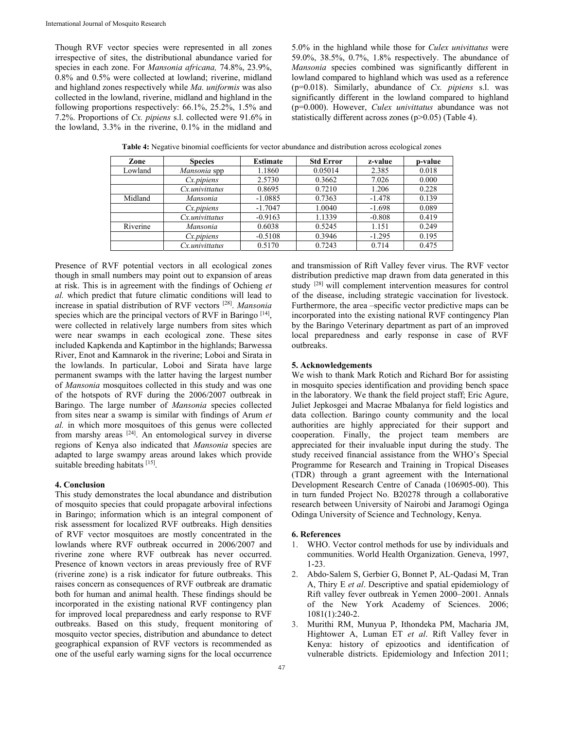Though RVF vector species were represented in all zones irrespective of sites, the distributional abundance varied for species in each zone. For *Mansonia africana,* 74.8%, 23.9%, 0.8% and 0.5% were collected at lowland; riverine, midland and highland zones respectively while *Ma. uniformis* was also collected in the lowland, riverine, midland and highland in the following proportions respectively: 66.1%, 25.2%, 1.5% and 7.2%. Proportions of *Cx. pipiens* s.l. collected were 91.6% in the lowland, 3.3% in the riverine, 0.1% in the midland and 5.0% in the highland while those for *Culex univittatus* were 59.0%, 38.5%, 0.7%, 1.8% respectively. The abundance of *Mansonia* species combined was significantly different in lowland compared to highland which was used as a reference (p=0.018). Similarly, abundance of *Cx. pipiens* s.l. was significantly different in the lowland compared to highland (p=0.000). However, *Culex univittatus* abundance was not statistically different across zones (p>0.05) (Table 4).

**Table 4:** Negative binomial coefficients for vector abundance and distribution across ecological zones

| Zone | Species | Estimate | Std Error | z-value | p-value |
|---|---|---|---|---|---|
| Lowland | *Mansonia* spp | 1.1860 | 0.05014 | 2.385 | 0.018 |
| | *Cx.pipiens* | 2.5730 | 0.3662 | 7.026 | 0.000 |
| | *Cx.univittatus* | 0.8695 | 0.7210 | 1.206 | 0.228 |
| Midland | *Mansonia* | -1.0885 | 0.7363 | -1.478 | 0.139 |
| | *Cx.pipiens* | -1.7047 | 1.0040 | -1.698 | 0.089 |
| | *Cx.univittatus* | -0.9163 | 1.1339 | -0.808 | 0.419 |
| Riverine | *Mansonia* | 0.6038 | 0.5245 | 1.151 | 0.249 |
| | *Cx.pipiens* | -0.5108 | 0.3946 | -1.295 | 0.195 |
| | *Cx.univittatus* | 0.5170 | 0.7243 | 0.714 | 0.475 |

Presence of RVF potential vectors in all ecological zones though in small numbers may point out to expansion of areas at risk. This is in agreement with the findings of Ochieng *et al.* which predict that future climatic conditions will lead to increase in spatial distribution of RVF vectors [28]. *Mansonia* species which are the principal vectors of RVF in Baringo [14], were collected in relatively large numbers from sites which were near swamps in each ecological zone. These sites included Kapkenda and Kaptimbor in the highlands; Barwessa River, Enot and Kamnarok in the riverine; Loboi and Sirata in the lowlands. In particular, Loboi and Sirata have large permanent swamps with the latter having the largest number of *Mansonia* mosquitoes collected in this study and was one of the hotspots of RVF during the 2006/2007 outbreak in Baringo. The large number of *Mansonia* species collected from sites near a swamp is similar with findings of Arum *et al.* in which more mosquitoes of this genus were collected from marshy areas [24]. An entomological survey in diverse regions of Kenya also indicated that *Mansonia* species are adapted to large swampy areas around lakes which provide suitable breeding habitats [15].

## 4. Conclusion

This study demonstrates the local abundance and distribution of mosquito species that could propagate arboviral infections in Baringo; information which is an integral component of risk assessment for localized RVF outbreaks. High densities of RVF vector mosquitoes are mostly concentrated in the lowlands where RVF outbreak occurred in 2006/2007 and riverine zone where RVF outbreak has never occurred. Presence of known vectors in areas previously free of RVF (riverine zone) is a risk indicator for future outbreaks. This raises concern as consequences of RVF outbreak are dramatic both for human and animal health. These findings should be incorporated in the existing national RVF contingency plan for improved local preparedness and early response to RVF outbreaks. Based on this study, frequent monitoring of mosquito vector species, distribution and abundance to detect geographical expansion of RVF vectors is recommended as one of the useful early warning signs for the local occurrence and transmission of Rift Valley fever virus. The RVF vector distribution predictive map drawn from data generated in this study [28] will complement intervention measures for control of the disease, including strategic vaccination for livestock. Furthermore, the area –specific vector predictive maps can be incorporated into the existing national RVF contingency Plan by the Baringo Veterinary department as part of an improved local preparedness and early response in case of RVF outbreaks.

## 5. Acknowledgements

We wish to thank Mark Rotich and Richard Bor for assisting in mosquito species identification and providing bench space in the laboratory. We thank the field project staff; Eric Agure, Juliet Jepkosgei and Macrae Mbalanya for field logistics and data collection. Baringo county community and the local authorities are highly appreciated for their support and cooperation. Finally, the project team members are appreciated for their invaluable input during the study. The study received financial assistance from the WHO's Special Programme for Research and Training in Tropical Diseases (TDR) through a grant agreement with the International Development Research Centre of Canada (106905-00). This in turn funded Project No. B20278 through a collaborative research between University of Nairobi and Jaramogi Oginga Odinga University of Science and Technology, Kenya.

## 6. References

1. WHO. Vector control methods for use by individuals and communities. World Health Organization. Geneva, 1997, 1-23.
2. Abdo-Salem S, Gerbier G, Bonnet P, AL-Qadasi M, Tran A, Thiry E *et al*. Descriptive and spatial epidemiology of Rift valley fever outbreak in Yemen 2000–2001. Annals of the New York Academy of Sciences. 2006; 1081(1):240-2.
3. Murithi RM, Munyua P, Ithondeka PM, Macharia JM, Hightower A, Luman ET *et al*. Rift Valley fever in Kenya: history of epizootics and identification of vulnerable districts. Epidemiology and Infection 2011;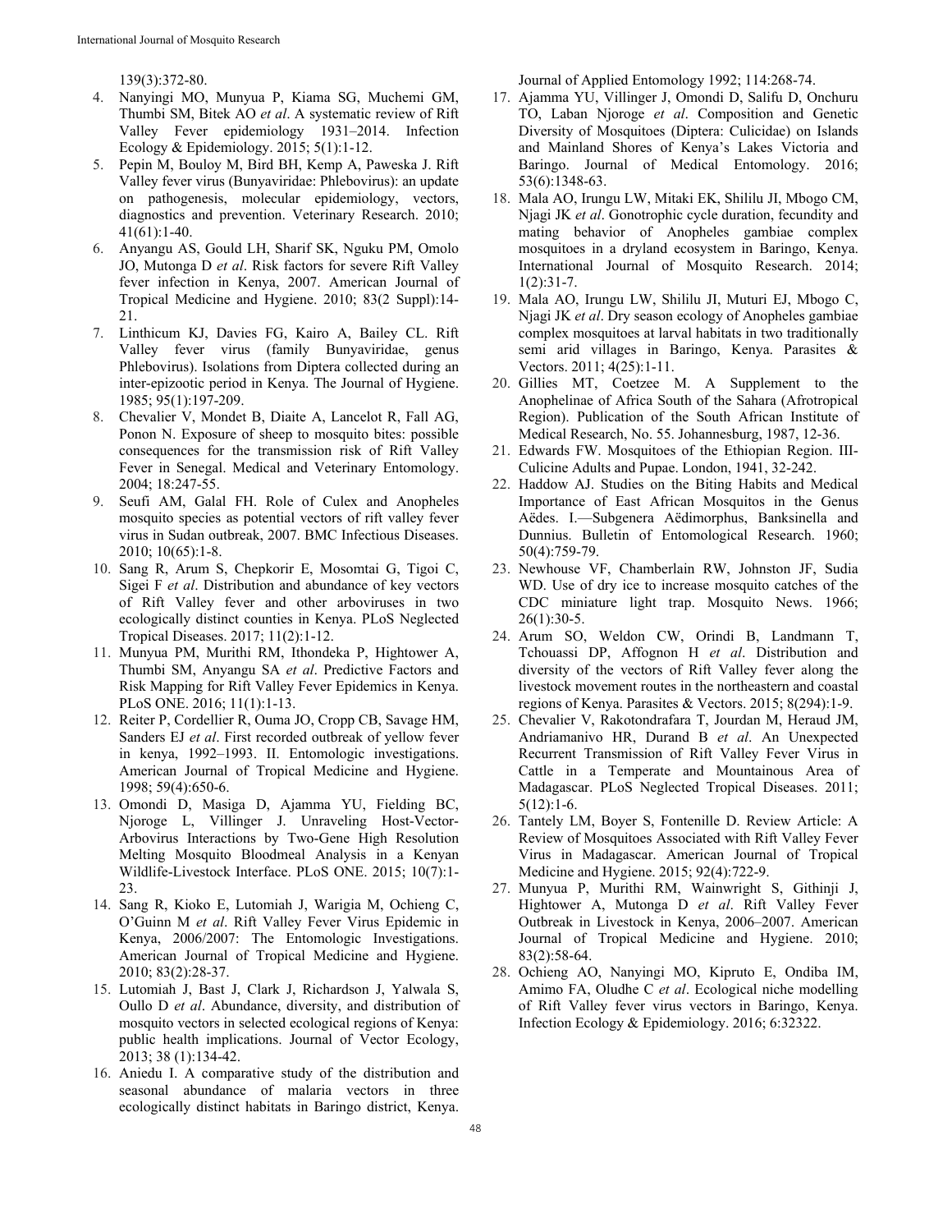139(3):372-80.

4. Nanyingi MO, Munyua P, Kiama SG, Muchemi GM, Thumbi SM, Bitek AO *et al*. A systematic review of Rift Valley Fever epidemiology 1931–2014. Infection Ecology & Epidemiology. 2015; 5(1):1-12.
5. Pepin M, Bouloy M, Bird BH, Kemp A, Paweska J. Rift Valley fever virus (Bunyaviridae: Phlebovirus): an update on pathogenesis, molecular epidemiology, vectors, diagnostics and prevention. Veterinary Research. 2010; 41(61):1-40.
6. Anyangu AS, Gould LH, Sharif SK, Nguku PM, Omolo JO, Mutonga D *et al*. Risk factors for severe Rift Valley fever infection in Kenya, 2007. American Journal of Tropical Medicine and Hygiene. 2010; 83(2 Suppl):14-21.
7. Linthicum KJ, Davies FG, Kairo A, Bailey CL. Rift Valley fever virus (family Bunyaviridae, genus Phlebovirus). Isolations from Diptera collected during an inter-epizootic period in Kenya. The Journal of Hygiene. 1985; 95(1):197-209.
8. Chevalier V, Mondet B, Diaite A, Lancelot R, Fall AG, Ponon N. Exposure of sheep to mosquito bites: possible consequences for the transmission risk of Rift Valley Fever in Senegal. Medical and Veterinary Entomology. 2004; 18:247-55.
9. Seufi AM, Galal FH. Role of Culex and Anopheles mosquito species as potential vectors of rift valley fever virus in Sudan outbreak, 2007. BMC Infectious Diseases. 2010; 10(65):1-8.
10. Sang R, Arum S, Chepkorir E, Mosomtai G, Tigoi C, Sigei F *et al*. Distribution and abundance of key vectors of Rift Valley fever and other arboviruses in two ecologically distinct counties in Kenya. PLoS Neglected Tropical Diseases. 2017; 11(2):1-12.
11. Munyua PM, Murithi RM, Ithondeka P, Hightower A, Thumbi SM, Anyangu SA *et al*. Predictive Factors and Risk Mapping for Rift Valley Fever Epidemics in Kenya. PLoS ONE. 2016; 11(1):1-13.
12. Reiter P, Cordellier R, Ouma JO, Cropp CB, Savage HM, Sanders EJ *et al*. First recorded outbreak of yellow fever in kenya, 1992–1993. II. Entomologic investigations. American Journal of Tropical Medicine and Hygiene. 1998; 59(4):650-6.
13. Omondi D, Masiga D, Ajamma YU, Fielding BC, Njoroge L, Villinger J. Unraveling Host-Vector-Arbovirus Interactions by Two-Gene High Resolution Melting Mosquito Bloodmeal Analysis in a Kenyan Wildlife-Livestock Interface. PLoS ONE. 2015; 10(7):1-23.
14. Sang R, Kioko E, Lutomiah J, Warigia M, Ochieng C, O'Guinn M *et al*. Rift Valley Fever Virus Epidemic in Kenya, 2006/2007: The Entomologic Investigations. American Journal of Tropical Medicine and Hygiene. 2010; 83(2):28-37.
15. Lutomiah J, Bast J, Clark J, Richardson J, Yalwala S, Oullo D *et al*. Abundance, diversity, and distribution of mosquito vectors in selected ecological regions of Kenya: public health implications. Journal of Vector Ecology, 2013; 38 (1):134-42.
16. Aniedu I. A comparative study of the distribution and seasonal abundance of malaria vectors in three ecologically distinct habitats in Baringo district, Kenya. Journal of Applied Entomology 1992; 114:268-74.
17. Ajamma YU, Villinger J, Omondi D, Salifu D, Onchuru TO, Laban Njoroge *et al*. Composition and Genetic Diversity of Mosquitoes (Diptera: Culicidae) on Islands and Mainland Shores of Kenya's Lakes Victoria and Baringo. Journal of Medical Entomology. 2016; 53(6):1348-63.
18. Mala AO, Irungu LW, Mitaki EK, Shililu JI, Mbogo CM, Njagi JK *et al*. Gonotrophic cycle duration, fecundity and mating behavior of Anopheles gambiae complex mosquitoes in a dryland ecosystem in Baringo, Kenya. International Journal of Mosquito Research. 2014; 1(2):31-7.
19. Mala AO, Irungu LW, Shililu JI, Muturi EJ, Mbogo C, Njagi JK *et al*. Dry season ecology of Anopheles gambiae complex mosquitoes at larval habitats in two traditionally semi arid villages in Baringo, Kenya. Parasites & Vectors. 2011; 4(25):1-11.
20. Gillies MT, Coetzee M. A Supplement to the Anophelinae of Africa South of the Sahara (Afrotropical Region). Publication of the South African Institute of Medical Research, No. 55. Johannesburg, 1987, 12-36.
21. Edwards FW. Mosquitoes of the Ethiopian Region. III-Culicine Adults and Pupae. London, 1941, 32-242.
22. Haddow AJ. Studies on the Biting Habits and Medical Importance of East African Mosquitos in the Genus Aëdes. I.—Subgenera Aëdimorphus, Banksinella and Dunnius. Bulletin of Entomological Research. 1960; 50(4):759-79.
23. Newhouse VF, Chamberlain RW, Johnston JF, Sudia WD. Use of dry ice to increase mosquito catches of the CDC miniature light trap. Mosquito News. 1966; 26(1):30-5.
24. Arum SO, Weldon CW, Orindi B, Landmann T, Tchouassi DP, Affognon H *et al*. Distribution and diversity of the vectors of Rift Valley fever along the livestock movement routes in the northeastern and coastal regions of Kenya. Parasites & Vectors. 2015; 8(294):1-9.
25. Chevalier V, Rakotondrafara T, Jourdan M, Heraud JM, Andriamanivo HR, Durand B *et al*. An Unexpected Recurrent Transmission of Rift Valley Fever Virus in Cattle in a Temperate and Mountainous Area of Madagascar. PLoS Neglected Tropical Diseases. 2011; 5(12):1-6.
26. Tantely LM, Boyer S, Fontenille D. Review Article: A Review of Mosquitoes Associated with Rift Valley Fever Virus in Madagascar. American Journal of Tropical Medicine and Hygiene. 2015; 92(4):722-9.
27. Munyua P, Murithi RM, Wainwright S, Githinji J, Hightower A, Mutonga D *et al*. Rift Valley Fever Outbreak in Livestock in Kenya, 2006–2007. American Journal of Tropical Medicine and Hygiene. 2010; 83(2):58-64.
28. Ochieng AO, Nanyingi MO, Kipruto E, Ondiba IM, Amimo FA, Oludhe C *et al*. Ecological niche modelling of Rift Valley fever virus vectors in Baringo, Kenya. Infection Ecology & Epidemiology. 2016; 6:32322.